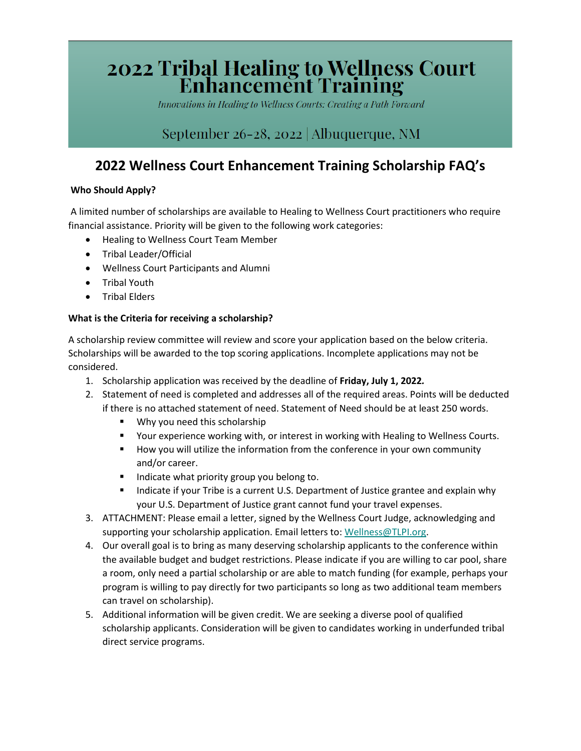# 2022 Tribal Healing to Wellness Court Enhancement Training

*Innovations in Healing to Wellness Courts: Creating a Path Forward*

September 26-28, 2022 | Albuquerque, NM

## 2022 Wellness Court Enhancement Training Scholarship FAQ's

**Who Should Apply?**

A limited number of scholarships are available to Healing to Wellness Court practitioners who require financial assistance. Priority will be given to the following work categories:

- Healing to Wellness Court Team Member
- Tribal Leader/Official
- Wellness Court Participants and Alumni
- Tribal Youth
- Tribal Elders

**What is the Criteria for receiving a scholarship?**

A scholarship review committee will review and score your application based on the below criteria. Scholarships will be awarded to the top scoring applications. Incomplete applications may not be considered.

1. Scholarship application was received by the deadline of **Friday, July 1, 2022.**
2. Statement of need is completed and addresses all of the required areas. Points will be deducted if there is no attached statement of need. Statement of Need should be at least 250 words.
   - Why you need this scholarship
   - Your experience working with, or interest in working with Healing to Wellness Courts.
   - How you will utilize the information from the conference in your own community and/or career.
   - Indicate what priority group you belong to.
   - Indicate if your Tribe is a current U.S. Department of Justice grantee and explain why your U.S. Department of Justice grant cannot fund your travel expenses.
3. ATTACHMENT: Please email a letter, signed by the Wellness Court Judge, acknowledging and supporting your scholarship application. Email letters to: Wellness@TLPI.org.
4. Our overall goal is to bring as many deserving scholarship applicants to the conference within the available budget and budget restrictions. Please indicate if you are willing to car pool, share a room, only need a partial scholarship or are able to match funding (for example, perhaps your program is willing to pay directly for two participants so long as two additional team members can travel on scholarship).
5. Additional information will be given credit. We are seeking a diverse pool of qualified scholarship applicants. Consideration will be given to candidates working in underfunded tribal direct service programs.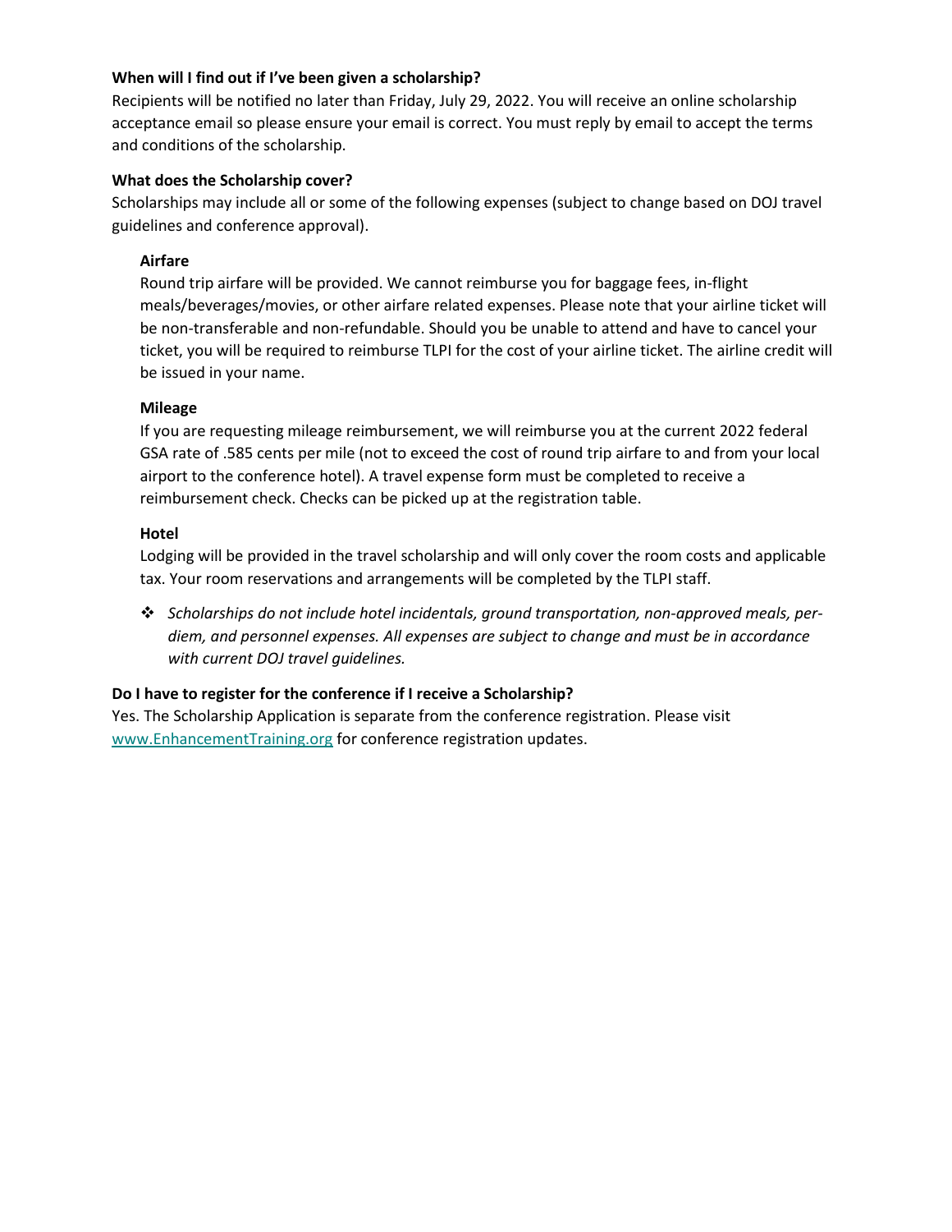**When will I find out if I've been given a scholarship?**

Recipients will be notified no later than Friday, July 29, 2022. You will receive an online scholarship acceptance email so please ensure your email is correct. You must reply by email to accept the terms and conditions of the scholarship.

**What does the Scholarship cover?**

Scholarships may include all or some of the following expenses (subject to change based on DOJ travel guidelines and conference approval).

**Airfare**

Round trip airfare will be provided. We cannot reimburse you for baggage fees, in-flight meals/beverages/movies, or other airfare related expenses. Please note that your airline ticket will be non-transferable and non-refundable. Should you be unable to attend and have to cancel your ticket, you will be required to reimburse TLPI for the cost of your airline ticket. The airline credit will be issued in your name.

**Mileage**

If you are requesting mileage reimbursement, we will reimburse you at the current 2022 federal GSA rate of .585 cents per mile (not to exceed the cost of round trip airfare to and from your local airport to the conference hotel). A travel expense form must be completed to receive a reimbursement check. Checks can be picked up at the registration table.

**Hotel**

Lodging will be provided in the travel scholarship and will only cover the room costs and applicable tax. Your room reservations and arrangements will be completed by the TLPI staff.

- *Scholarships do not include hotel incidentals, ground transportation, non-approved meals, per-diem, and personnel expenses. All expenses are subject to change and must be in accordance with current DOJ travel guidelines.*

**Do I have to register for the conference if I receive a Scholarship?**

Yes. The Scholarship Application is separate from the conference registration. Please visit www.EnhancementTraining.org for conference registration updates.